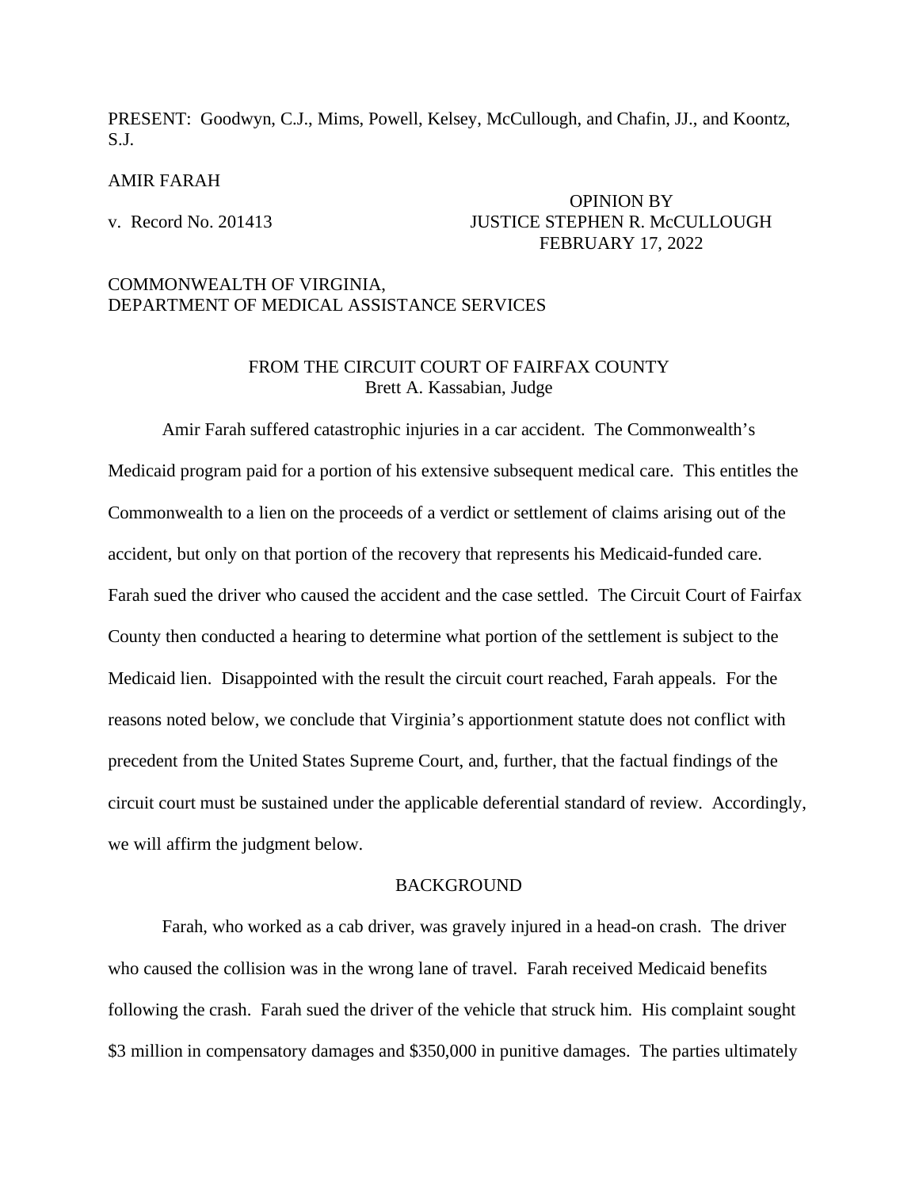PRESENT: Goodwyn, C.J., Mims, Powell, Kelsey, McCullough, and Chafin, JJ., and Koontz, S.J.

AMIR FARAH

v. Record No. 201413

OPINION BY
JUSTICE STEPHEN R. McCULLOUGH
FEBRUARY 17, 2022

COMMONWEALTH OF VIRGINIA,
DEPARTMENT OF MEDICAL ASSISTANCE SERVICES

FROM THE CIRCUIT COURT OF FAIRFAX COUNTY
Brett A. Kassabian, Judge

Amir Farah suffered catastrophic injuries in a car accident. The Commonwealth's Medicaid program paid for a portion of his extensive subsequent medical care. This entitles the Commonwealth to a lien on the proceeds of a verdict or settlement of claims arising out of the accident, but only on that portion of the recovery that represents his Medicaid-funded care. Farah sued the driver who caused the accident and the case settled. The Circuit Court of Fairfax County then conducted a hearing to determine what portion of the settlement is subject to the Medicaid lien. Disappointed with the result the circuit court reached, Farah appeals. For the reasons noted below, we conclude that Virginia's apportionment statute does not conflict with precedent from the United States Supreme Court, and, further, that the factual findings of the circuit court must be sustained under the applicable deferential standard of review. Accordingly, we will affirm the judgment below.

## BACKGROUND

Farah, who worked as a cab driver, was gravely injured in a head-on crash. The driver who caused the collision was in the wrong lane of travel. Farah received Medicaid benefits following the crash. Farah sued the driver of the vehicle that struck him. His complaint sought \$3 million in compensatory damages and \$350,000 in punitive damages. The parties ultimately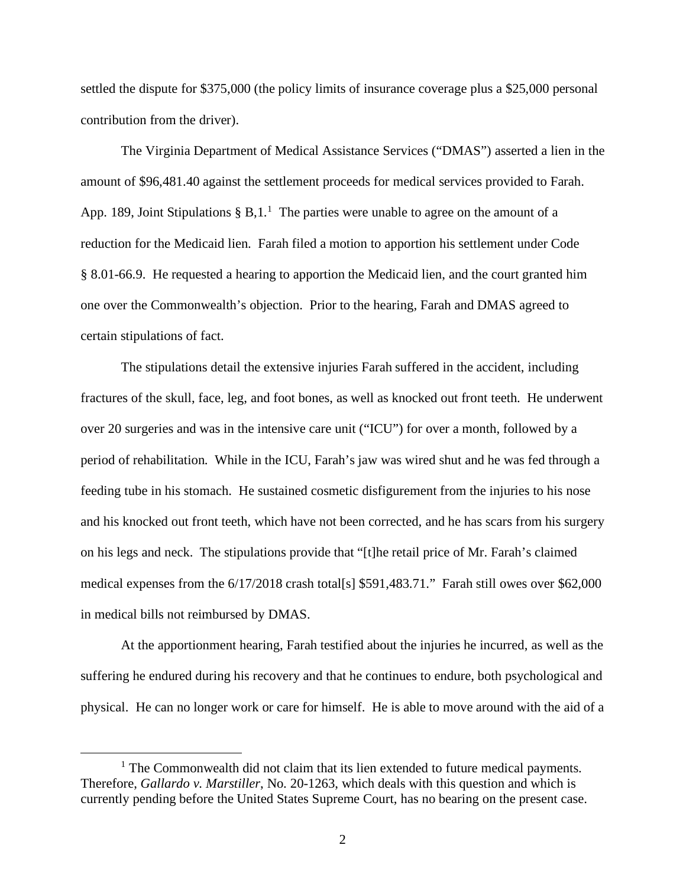settled the dispute for $375,000 (the policy limits of insurance coverage plus a $25,000 personal contribution from the driver).

The Virginia Department of Medical Assistance Services ("DMAS") asserted a lien in the amount of $96,481.40 against the settlement proceeds for medical services provided to Farah. App. 189, Joint Stipulations § B,1.[1] The parties were unable to agree on the amount of a reduction for the Medicaid lien. Farah filed a motion to apportion his settlement under Code § 8.01-66.9. He requested a hearing to apportion the Medicaid lien, and the court granted him one over the Commonwealth's objection. Prior to the hearing, Farah and DMAS agreed to certain stipulations of fact.

The stipulations detail the extensive injuries Farah suffered in the accident, including fractures of the skull, face, leg, and foot bones, as well as knocked out front teeth. He underwent over 20 surgeries and was in the intensive care unit ("ICU") for over a month, followed by a period of rehabilitation. While in the ICU, Farah's jaw was wired shut and he was fed through a feeding tube in his stomach. He sustained cosmetic disfigurement from the injuries to his nose and his knocked out front teeth, which have not been corrected, and he has scars from his surgery on his legs and neck. The stipulations provide that "[t]he retail price of Mr. Farah's claimed medical expenses from the 6/17/2018 crash total[s] $591,483.71." Farah still owes over $62,000 in medical bills not reimbursed by DMAS.

At the apportionment hearing, Farah testified about the injuries he incurred, as well as the suffering he endured during his recovery and that he continues to endure, both psychological and physical. He can no longer work or care for himself. He is able to move around with the aid of a

---

[1] The Commonwealth did not claim that its lien extended to future medical payments. Therefore, *Gallardo v. Marstiller*, No. 20-1263, which deals with this question and which is currently pending before the United States Supreme Court, has no bearing on the present case.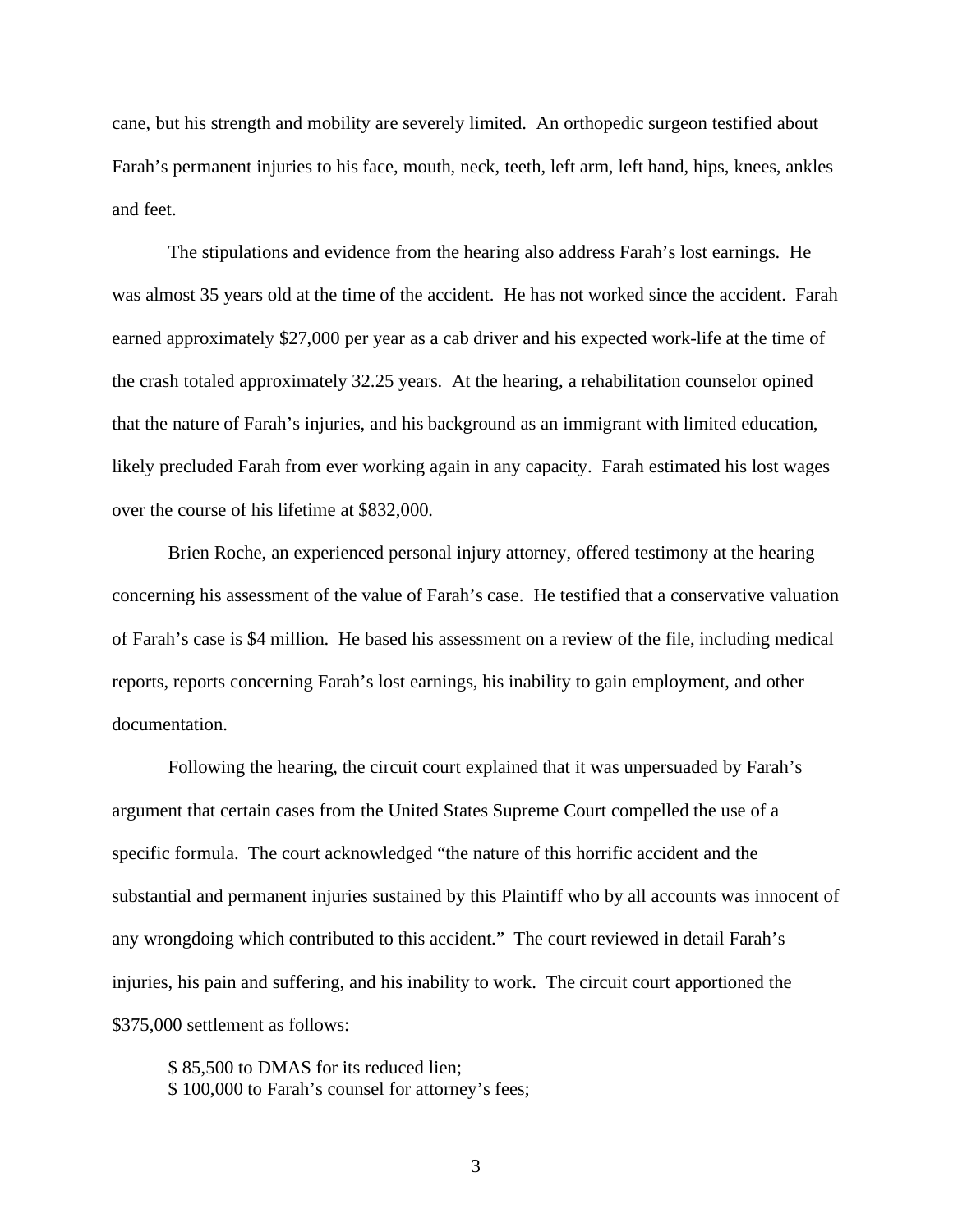cane, but his strength and mobility are severely limited. An orthopedic surgeon testified about Farah's permanent injuries to his face, mouth, neck, teeth, left arm, left hand, hips, knees, ankles and feet.

The stipulations and evidence from the hearing also address Farah's lost earnings. He was almost 35 years old at the time of the accident. He has not worked since the accident. Farah earned approximately $27,000 per year as a cab driver and his expected work-life at the time of the crash totaled approximately 32.25 years. At the hearing, a rehabilitation counselor opined that the nature of Farah's injuries, and his background as an immigrant with limited education, likely precluded Farah from ever working again in any capacity. Farah estimated his lost wages over the course of his lifetime at $832,000.

Brien Roche, an experienced personal injury attorney, offered testimony at the hearing concerning his assessment of the value of Farah's case. He testified that a conservative valuation of Farah's case is $4 million. He based his assessment on a review of the file, including medical reports, reports concerning Farah's lost earnings, his inability to gain employment, and other documentation.

Following the hearing, the circuit court explained that it was unpersuaded by Farah's argument that certain cases from the United States Supreme Court compelled the use of a specific formula. The court acknowledged "the nature of this horrific accident and the substantial and permanent injuries sustained by this Plaintiff who by all accounts was innocent of any wrongdoing which contributed to this accident." The court reviewed in detail Farah's injuries, his pain and suffering, and his inability to work. The circuit court apportioned the $375,000 settlement as follows:

$ 85,500 to DMAS for its reduced lien;
$ 100,000 to Farah's counsel for attorney's fees;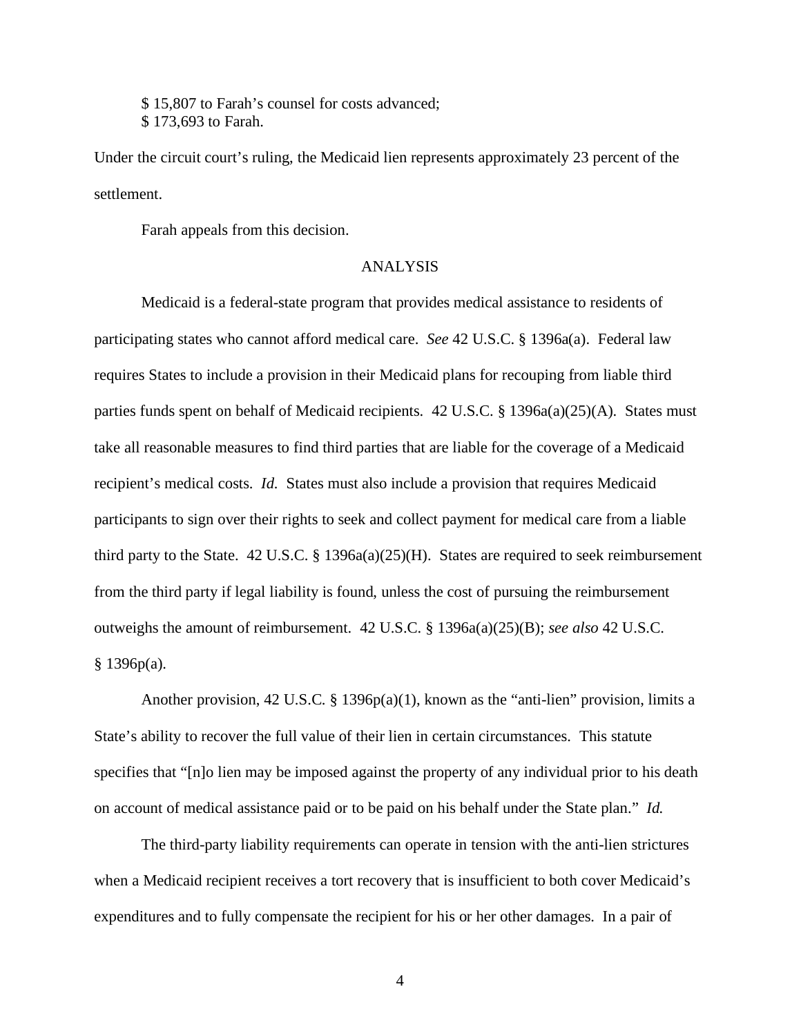$ 15,807 to Farah's counsel for costs advanced;
$ 173,693 to Farah.

Under the circuit court's ruling, the Medicaid lien represents approximately 23 percent of the settlement.

Farah appeals from this decision.

## ANALYSIS

Medicaid is a federal-state program that provides medical assistance to residents of participating states who cannot afford medical care. *See* 42 U.S.C. § 1396a(a). Federal law requires States to include a provision in their Medicaid plans for recouping from liable third parties funds spent on behalf of Medicaid recipients. 42 U.S.C. § 1396a(a)(25)(A). States must take all reasonable measures to find third parties that are liable for the coverage of a Medicaid recipient's medical costs. *Id.* States must also include a provision that requires Medicaid participants to sign over their rights to seek and collect payment for medical care from a liable third party to the State. 42 U.S.C. § 1396a(a)(25)(H). States are required to seek reimbursement from the third party if legal liability is found, unless the cost of pursuing the reimbursement outweighs the amount of reimbursement. 42 U.S.C. § 1396a(a)(25)(B); *see also* 42 U.S.C. § 1396p(a).

Another provision, 42 U.S.C. § 1396p(a)(1), known as the "anti-lien" provision, limits a State's ability to recover the full value of their lien in certain circumstances. This statute specifies that "[n]o lien may be imposed against the property of any individual prior to his death on account of medical assistance paid or to be paid on his behalf under the State plan." *Id.*

The third-party liability requirements can operate in tension with the anti-lien strictures when a Medicaid recipient receives a tort recovery that is insufficient to both cover Medicaid's expenditures and to fully compensate the recipient for his or her other damages. In a pair of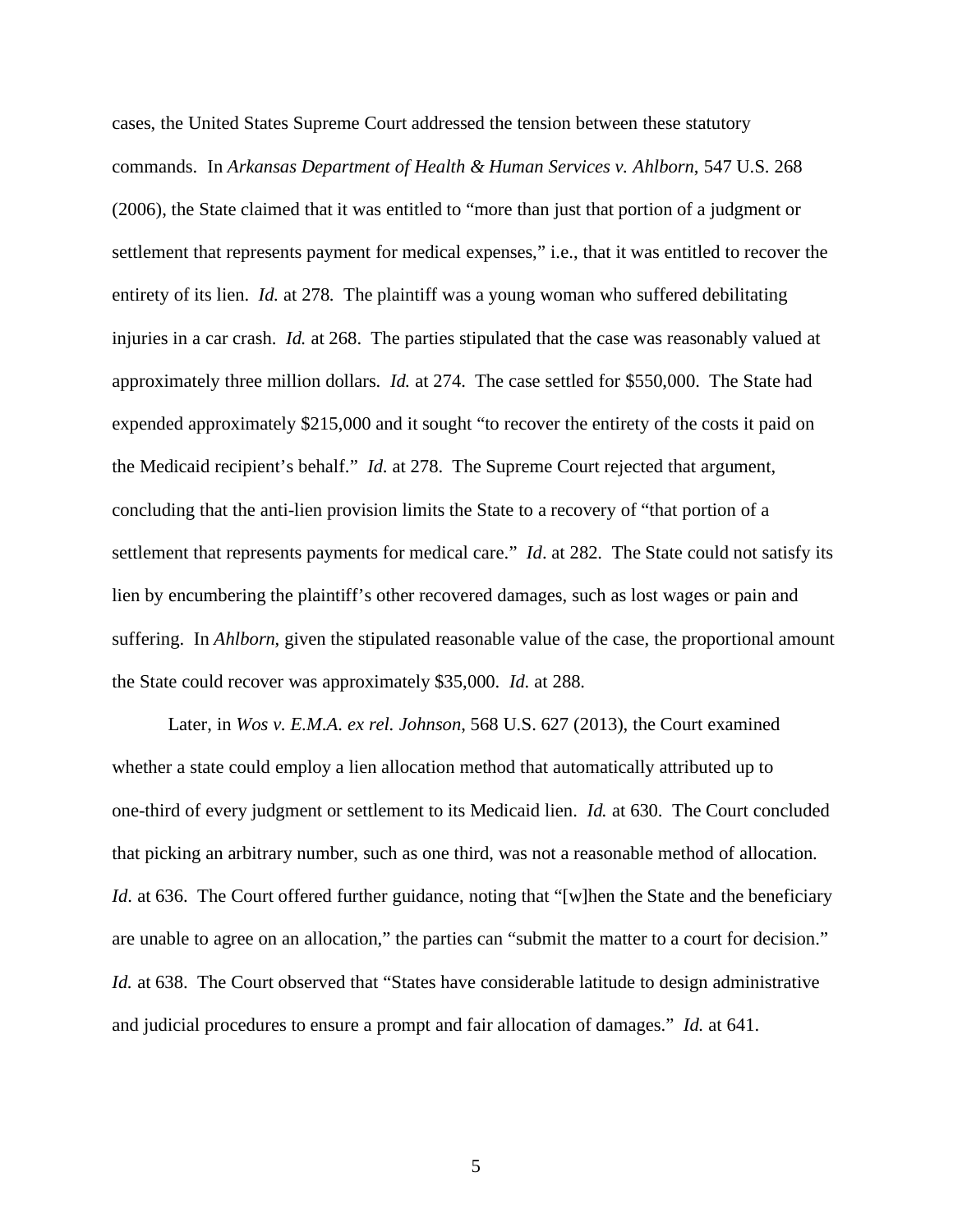cases, the United States Supreme Court addressed the tension between these statutory commands. In *Arkansas Department of Health & Human Services v. Ahlborn*, 547 U.S. 268 (2006), the State claimed that it was entitled to "more than just that portion of a judgment or settlement that represents payment for medical expenses," i.e., that it was entitled to recover the entirety of its lien. *Id.* at 278. The plaintiff was a young woman who suffered debilitating injuries in a car crash. *Id.* at 268. The parties stipulated that the case was reasonably valued at approximately three million dollars. *Id.* at 274. The case settled for $550,000. The State had expended approximately $215,000 and it sought "to recover the entirety of the costs it paid on the Medicaid recipient's behalf." *Id.* at 278. The Supreme Court rejected that argument, concluding that the anti-lien provision limits the State to a recovery of "that portion of a settlement that represents payments for medical care." *Id*. at 282. The State could not satisfy its lien by encumbering the plaintiff's other recovered damages, such as lost wages or pain and suffering. In *Ahlborn*, given the stipulated reasonable value of the case, the proportional amount the State could recover was approximately $35,000. *Id.* at 288.

Later, in *Wos v. E.M.A. ex rel. Johnson*, 568 U.S. 627 (2013), the Court examined whether a state could employ a lien allocation method that automatically attributed up to one-third of every judgment or settlement to its Medicaid lien. *Id.* at 630. The Court concluded that picking an arbitrary number, such as one third, was not a reasonable method of allocation. *Id*. at 636. The Court offered further guidance, noting that "[w]hen the State and the beneficiary are unable to agree on an allocation," the parties can "submit the matter to a court for decision." *Id.* at 638. The Court observed that "States have considerable latitude to design administrative and judicial procedures to ensure a prompt and fair allocation of damages." *Id.* at 641.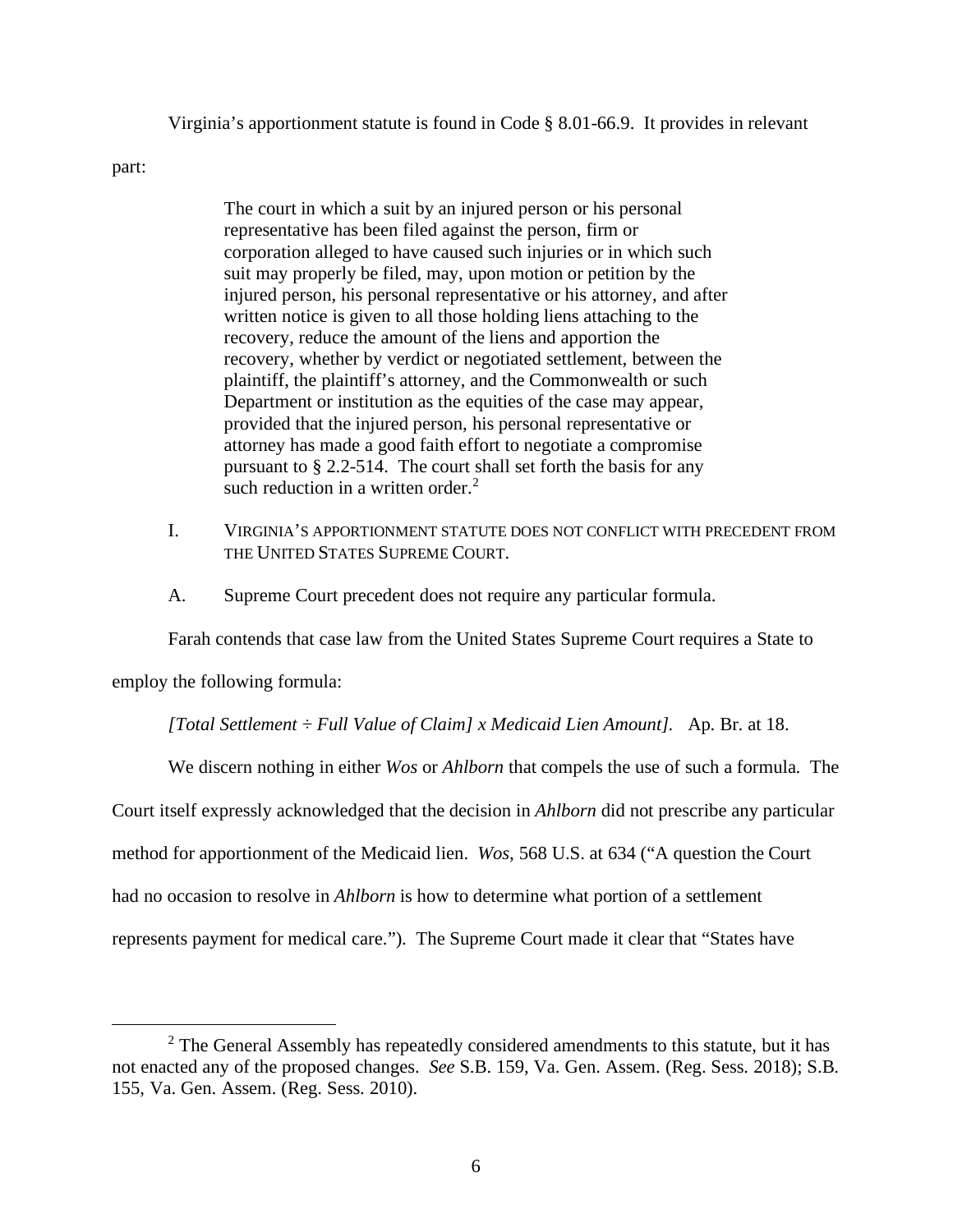Virginia's apportionment statute is found in Code § 8.01-66.9. It provides in relevant part:

> The court in which a suit by an injured person or his personal representative has been filed against the person, firm or corporation alleged to have caused such injuries or in which such suit may properly be filed, may, upon motion or petition by the injured person, his personal representative or his attorney, and after written notice is given to all those holding liens attaching to the recovery, reduce the amount of the liens and apportion the recovery, whether by verdict or negotiated settlement, between the plaintiff, the plaintiff's attorney, and the Commonwealth or such Department or institution as the equities of the case may appear, provided that the injured person, his personal representative or attorney has made a good faith effort to negotiate a compromise pursuant to § 2.2-514. The court shall set forth the basis for any such reduction in a written order.[2]

## I. VIRGINIA'S APPORTIONMENT STATUTE DOES NOT CONFLICT WITH PRECEDENT FROM THE UNITED STATES SUPREME COURT.

### A. Supreme Court precedent does not require any particular formula.

Farah contends that case law from the United States Supreme Court requires a State to employ the following formula:

*[Total Settlement ÷ Full Value of Claim] x Medicaid Lien Amount].* Ap. Br. at 18.

We discern nothing in either *Wos* or *Ahlborn* that compels the use of such a formula. The Court itself expressly acknowledged that the decision in *Ahlborn* did not prescribe any particular method for apportionment of the Medicaid lien. *Wos*, 568 U.S. at 634 ("A question the Court had no occasion to resolve in *Ahlborn* is how to determine what portion of a settlement represents payment for medical care."). The Supreme Court made it clear that "States have

---

[2] The General Assembly has repeatedly considered amendments to this statute, but it has not enacted any of the proposed changes. *See* S.B. 159, Va. Gen. Assem. (Reg. Sess. 2018); S.B. 155, Va. Gen. Assem. (Reg. Sess. 2010).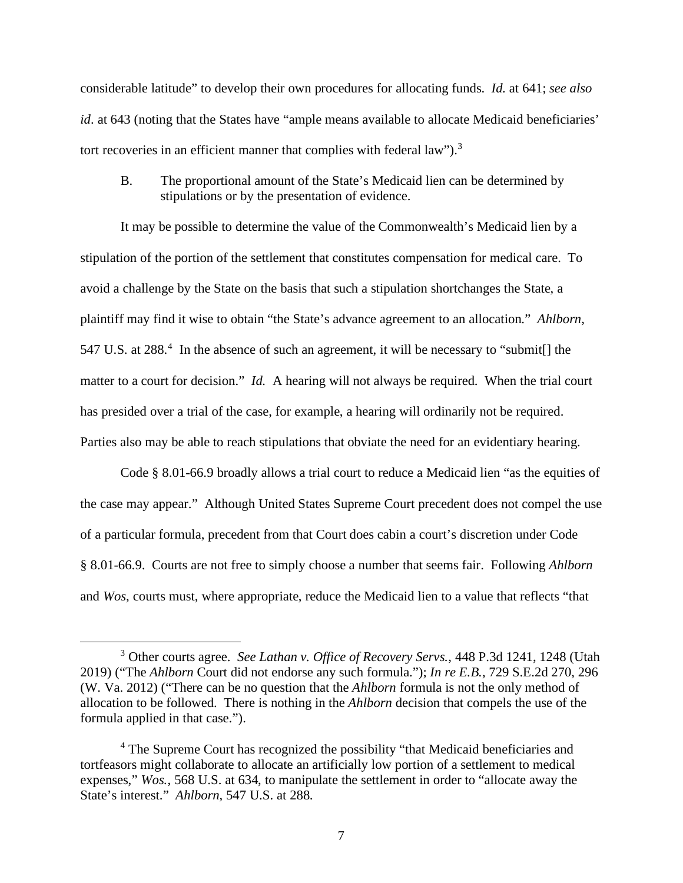considerable latitude" to develop their own procedures for allocating funds. *Id.* at 641; *see also id*. at 643 (noting that the States have "ample means available to allocate Medicaid beneficiaries' tort recoveries in an efficient manner that complies with federal law").[3]

B. The proportional amount of the State's Medicaid lien can be determined by stipulations or by the presentation of evidence.

It may be possible to determine the value of the Commonwealth's Medicaid lien by a stipulation of the portion of the settlement that constitutes compensation for medical care. To avoid a challenge by the State on the basis that such a stipulation shortchanges the State, a plaintiff may find it wise to obtain "the State's advance agreement to an allocation." *Ahlborn*, 547 U.S. at 288.[4] In the absence of such an agreement, it will be necessary to "submit[] the matter to a court for decision." *Id.* A hearing will not always be required. When the trial court has presided over a trial of the case, for example, a hearing will ordinarily not be required. Parties also may be able to reach stipulations that obviate the need for an evidentiary hearing.

Code § 8.01-66.9 broadly allows a trial court to reduce a Medicaid lien "as the equities of the case may appear." Although United States Supreme Court precedent does not compel the use of a particular formula, precedent from that Court does cabin a court's discretion under Code § 8.01-66.9. Courts are not free to simply choose a number that seems fair. Following *Ahlborn* and *Wos*, courts must, where appropriate, reduce the Medicaid lien to a value that reflects "that

---

[3] Other courts agree. *See Lathan v. Office of Recovery Servs.*, 448 P.3d 1241, 1248 (Utah 2019) ("The *Ahlborn* Court did not endorse any such formula."); *In re E.B.*, 729 S.E.2d 270, 296 (W. Va. 2012) ("There can be no question that the *Ahlborn* formula is not the only method of allocation to be followed. There is nothing in the *Ahlborn* decision that compels the use of the formula applied in that case.").

[4] The Supreme Court has recognized the possibility "that Medicaid beneficiaries and tortfeasors might collaborate to allocate an artificially low portion of a settlement to medical expenses," *Wos.*, 568 U.S. at 634, to manipulate the settlement in order to "allocate away the State's interest." *Ahlborn*, 547 U.S. at 288.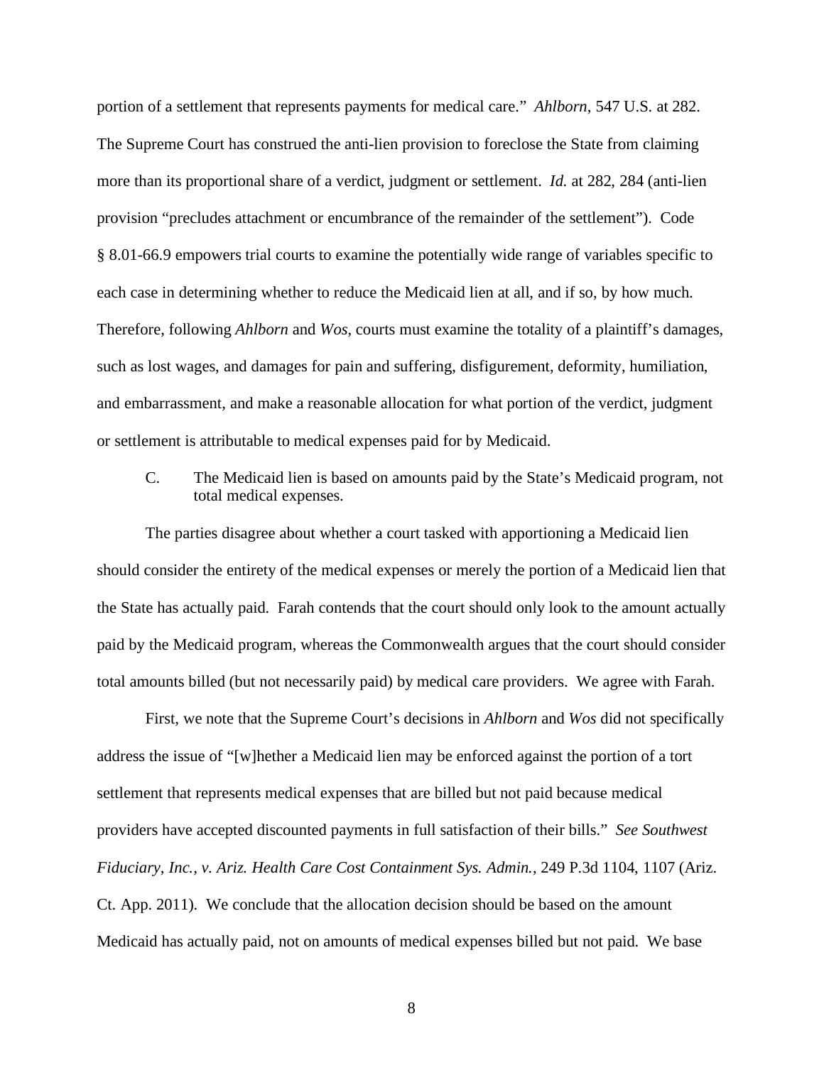portion of a settlement that represents payments for medical care." *Ahlborn*, 547 U.S. at 282. The Supreme Court has construed the anti-lien provision to foreclose the State from claiming more than its proportional share of a verdict, judgment or settlement. *Id.* at 282, 284 (anti-lien provision "precludes attachment or encumbrance of the remainder of the settlement"). Code § 8.01-66.9 empowers trial courts to examine the potentially wide range of variables specific to each case in determining whether to reduce the Medicaid lien at all, and if so, by how much. Therefore, following *Ahlborn* and *Wos*, courts must examine the totality of a plaintiff's damages, such as lost wages, and damages for pain and suffering, disfigurement, deformity, humiliation, and embarrassment, and make a reasonable allocation for what portion of the verdict, judgment or settlement is attributable to medical expenses paid for by Medicaid.

C. The Medicaid lien is based on amounts paid by the State's Medicaid program, not total medical expenses.

The parties disagree about whether a court tasked with apportioning a Medicaid lien should consider the entirety of the medical expenses or merely the portion of a Medicaid lien that the State has actually paid. Farah contends that the court should only look to the amount actually paid by the Medicaid program, whereas the Commonwealth argues that the court should consider total amounts billed (but not necessarily paid) by medical care providers. We agree with Farah.

First, we note that the Supreme Court's decisions in *Ahlborn* and *Wos* did not specifically address the issue of "[w]hether a Medicaid lien may be enforced against the portion of a tort settlement that represents medical expenses that are billed but not paid because medical providers have accepted discounted payments in full satisfaction of their bills." *See Southwest Fiduciary, Inc., v. Ariz. Health Care Cost Containment Sys. Admin.*, 249 P.3d 1104, 1107 (Ariz. Ct. App. 2011). We conclude that the allocation decision should be based on the amount Medicaid has actually paid, not on amounts of medical expenses billed but not paid. We base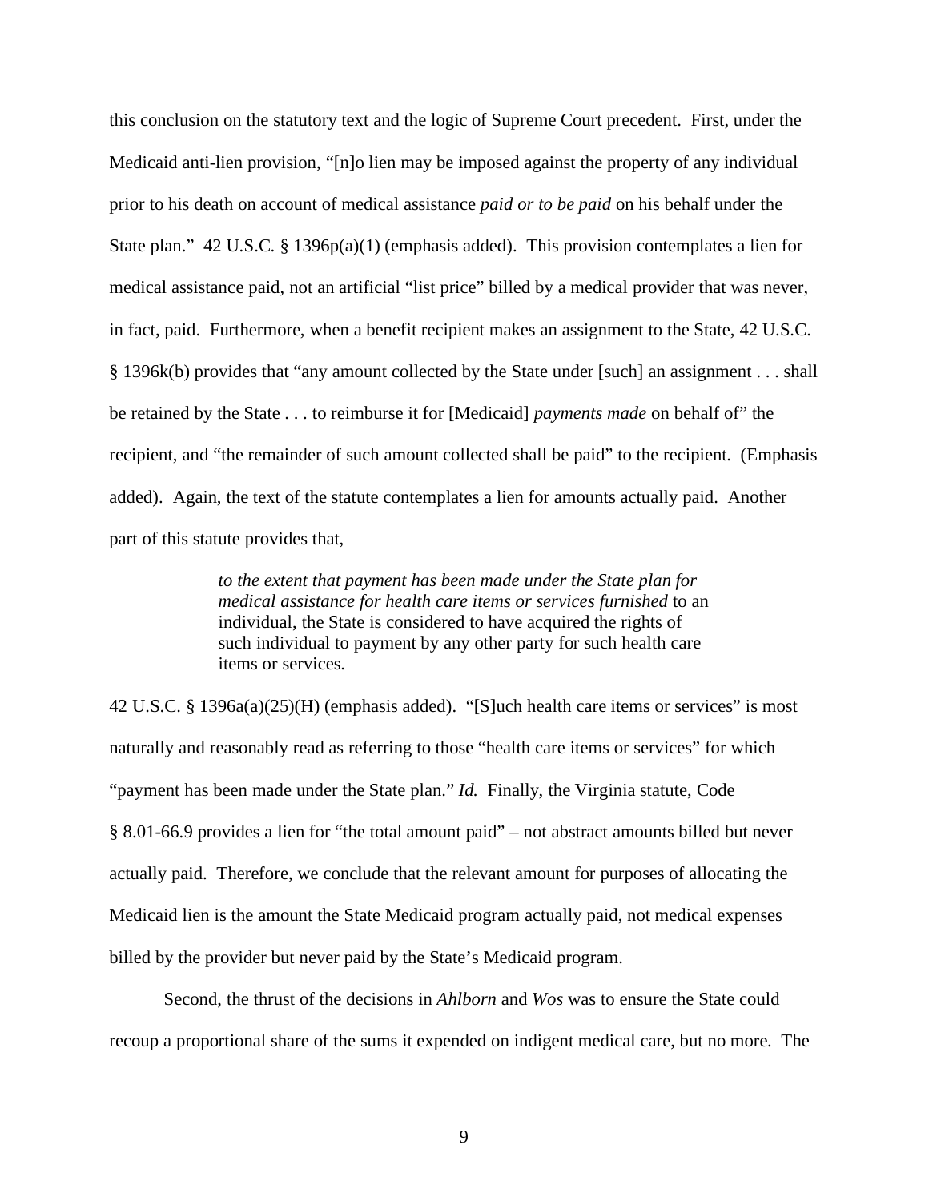this conclusion on the statutory text and the logic of Supreme Court precedent. First, under the Medicaid anti-lien provision, "[n]o lien may be imposed against the property of any individual prior to his death on account of medical assistance *paid or to be paid* on his behalf under the State plan." 42 U.S.C. § 1396p(a)(1) (emphasis added). This provision contemplates a lien for medical assistance paid, not an artificial "list price" billed by a medical provider that was never, in fact, paid. Furthermore, when a benefit recipient makes an assignment to the State, 42 U.S.C. § 1396k(b) provides that "any amount collected by the State under [such] an assignment . . . shall be retained by the State . . . to reimburse it for [Medicaid] *payments made* on behalf of" the recipient, and "the remainder of such amount collected shall be paid" to the recipient. (Emphasis added). Again, the text of the statute contemplates a lien for amounts actually paid. Another part of this statute provides that,

> *to the extent that payment has been made under the State plan for medical assistance for health care items or services furnished* to an individual, the State is considered to have acquired the rights of such individual to payment by any other party for such health care items or services.

42 U.S.C. § 1396a(a)(25)(H) (emphasis added). "[S]uch health care items or services" is most naturally and reasonably read as referring to those "health care items or services" for which "payment has been made under the State plan." *Id.* Finally, the Virginia statute, Code § 8.01-66.9 provides a lien for "the total amount paid" – not abstract amounts billed but never actually paid. Therefore, we conclude that the relevant amount for purposes of allocating the Medicaid lien is the amount the State Medicaid program actually paid, not medical expenses billed by the provider but never paid by the State's Medicaid program.

Second, the thrust of the decisions in *Ahlborn* and *Wos* was to ensure the State could recoup a proportional share of the sums it expended on indigent medical care, but no more. The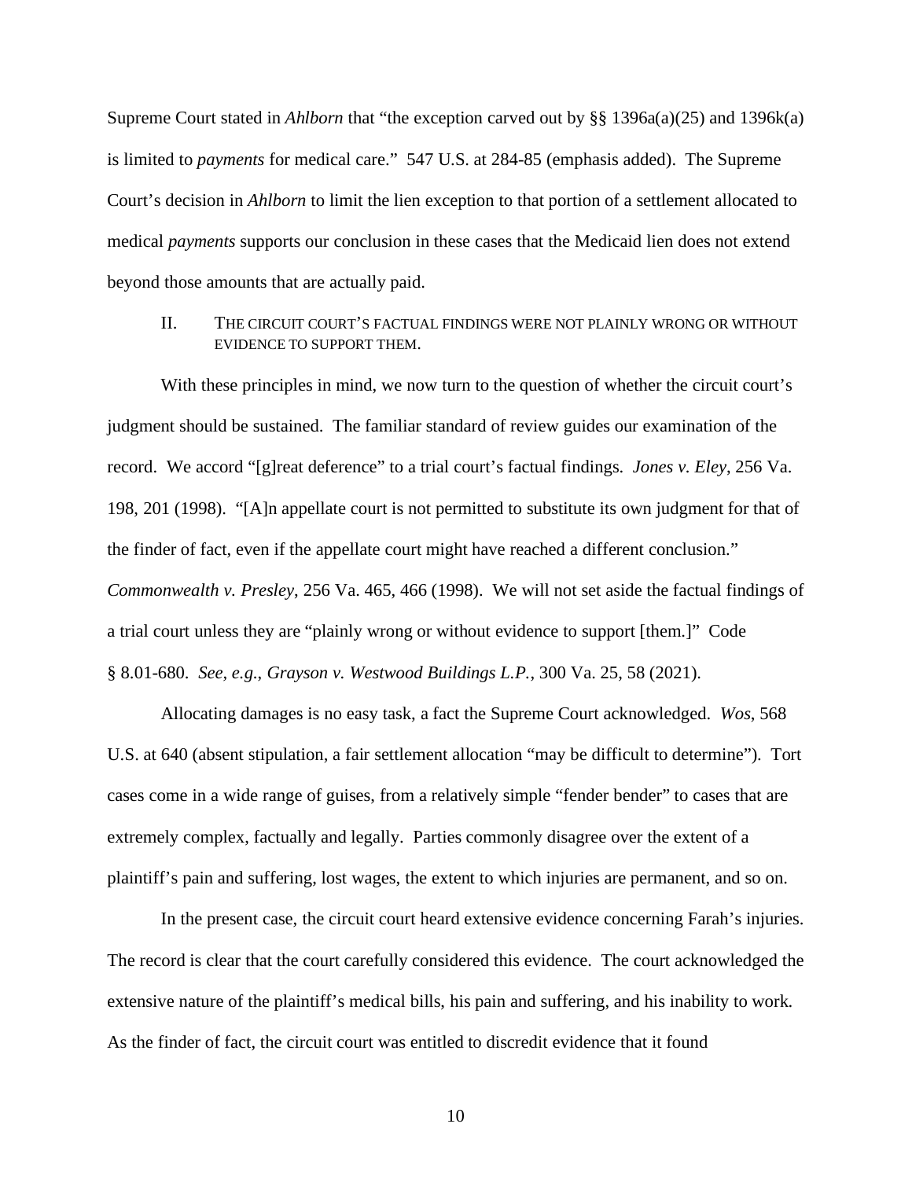Supreme Court stated in *Ahlborn* that "the exception carved out by §§ 1396a(a)(25) and 1396k(a) is limited to *payments* for medical care." 547 U.S. at 284-85 (emphasis added). The Supreme Court's decision in *Ahlborn* to limit the lien exception to that portion of a settlement allocated to medical *payments* supports our conclusion in these cases that the Medicaid lien does not extend beyond those amounts that are actually paid.

## II. THE CIRCUIT COURT'S FACTUAL FINDINGS WERE NOT PLAINLY WRONG OR WITHOUT EVIDENCE TO SUPPORT THEM.

With these principles in mind, we now turn to the question of whether the circuit court's judgment should be sustained. The familiar standard of review guides our examination of the record. We accord "[g]reat deference" to a trial court's factual findings. *Jones v. Eley*, 256 Va. 198, 201 (1998). "[A]n appellate court is not permitted to substitute its own judgment for that of the finder of fact, even if the appellate court might have reached a different conclusion." *Commonwealth v. Presley*, 256 Va. 465, 466 (1998). We will not set aside the factual findings of a trial court unless they are "plainly wrong or without evidence to support [them.]" Code § 8.01-680. *See, e.g.*, *Grayson v. Westwood Buildings L.P.*, 300 Va. 25, 58 (2021).

Allocating damages is no easy task, a fact the Supreme Court acknowledged. *Wos*, 568 U.S. at 640 (absent stipulation, a fair settlement allocation "may be difficult to determine"). Tort cases come in a wide range of guises, from a relatively simple "fender bender" to cases that are extremely complex, factually and legally. Parties commonly disagree over the extent of a plaintiff's pain and suffering, lost wages, the extent to which injuries are permanent, and so on.

In the present case, the circuit court heard extensive evidence concerning Farah's injuries. The record is clear that the court carefully considered this evidence. The court acknowledged the extensive nature of the plaintiff's medical bills, his pain and suffering, and his inability to work. As the finder of fact, the circuit court was entitled to discredit evidence that it found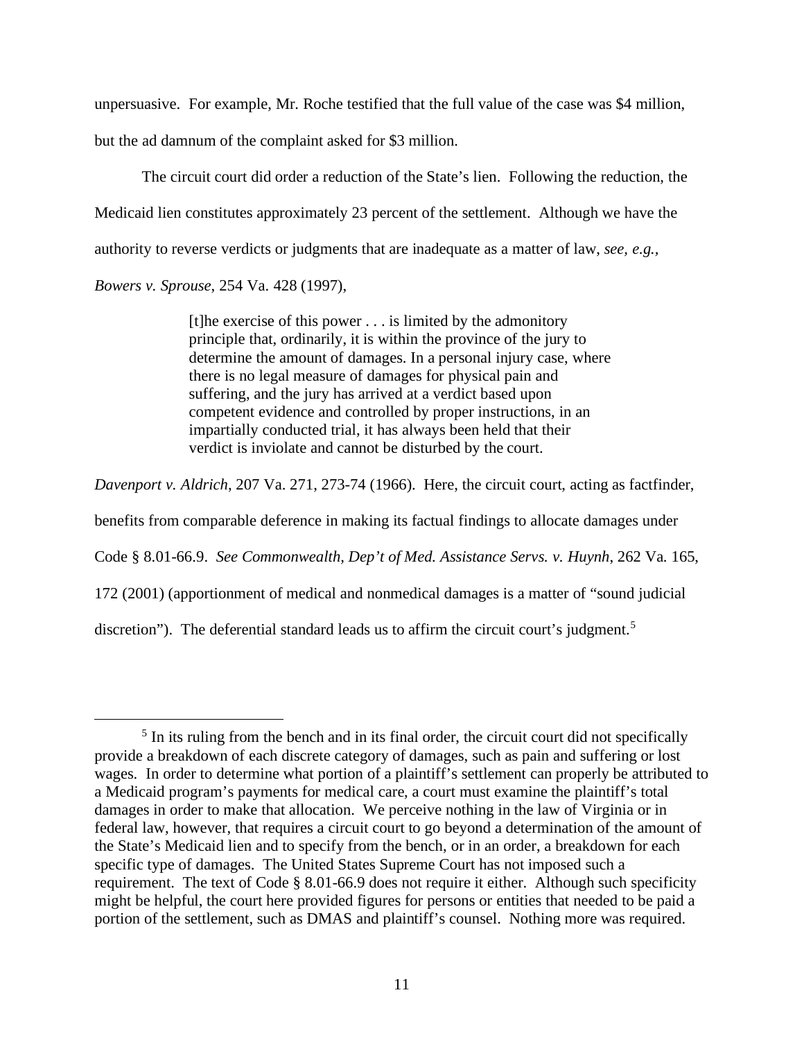unpersuasive. For example, Mr. Roche testified that the full value of the case was $4 million, but the ad damnum of the complaint asked for $3 million.

The circuit court did order a reduction of the State's lien. Following the reduction, the Medicaid lien constitutes approximately 23 percent of the settlement. Although we have the authority to reverse verdicts or judgments that are inadequate as a matter of law, *see, e.g.*, *Bowers v. Sprouse*, 254 Va. 428 (1997),

> [t]he exercise of this power . . . is limited by the admonitory principle that, ordinarily, it is within the province of the jury to determine the amount of damages. In a personal injury case, where there is no legal measure of damages for physical pain and suffering, and the jury has arrived at a verdict based upon competent evidence and controlled by proper instructions, in an impartially conducted trial, it has always been held that their verdict is inviolate and cannot be disturbed by the court.

*Davenport v. Aldrich*, 207 Va. 271, 273-74 (1966). Here, the circuit court, acting as factfinder, benefits from comparable deference in making its factual findings to allocate damages under Code § 8.01-66.9. *See Commonwealth, Dep't of Med. Assistance Servs. v. Huynh*, 262 Va. 165, 172 (2001) (apportionment of medical and nonmedical damages is a matter of "sound judicial discretion"). The deferential standard leads us to affirm the circuit court's judgment.[5]

---

[5] In its ruling from the bench and in its final order, the circuit court did not specifically provide a breakdown of each discrete category of damages, such as pain and suffering or lost wages. In order to determine what portion of a plaintiff's settlement can properly be attributed to a Medicaid program's payments for medical care, a court must examine the plaintiff's total damages in order to make that allocation. We perceive nothing in the law of Virginia or in federal law, however, that requires a circuit court to go beyond a determination of the amount of the State's Medicaid lien and to specify from the bench, or in an order, a breakdown for each specific type of damages. The United States Supreme Court has not imposed such a requirement. The text of Code § 8.01-66.9 does not require it either. Although such specificity might be helpful, the court here provided figures for persons or entities that needed to be paid a portion of the settlement, such as DMAS and plaintiff's counsel. Nothing more was required.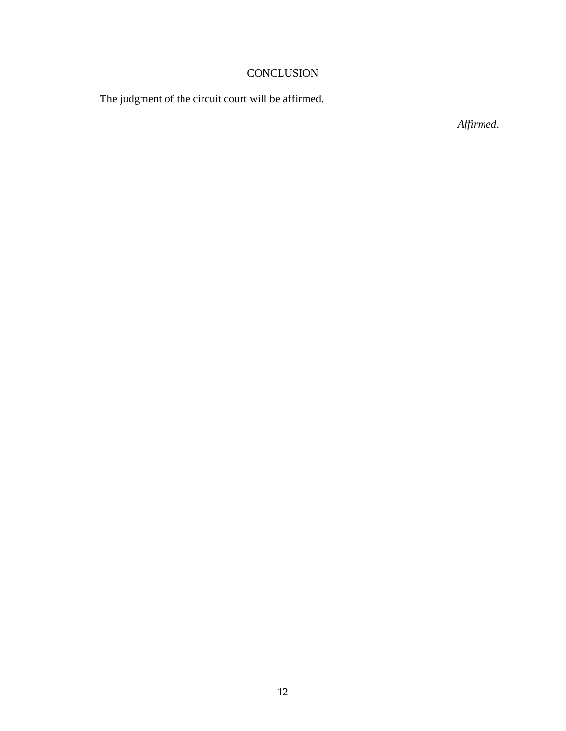## CONCLUSION

The judgment of the circuit court will be affirmed.

*Affirmed*.